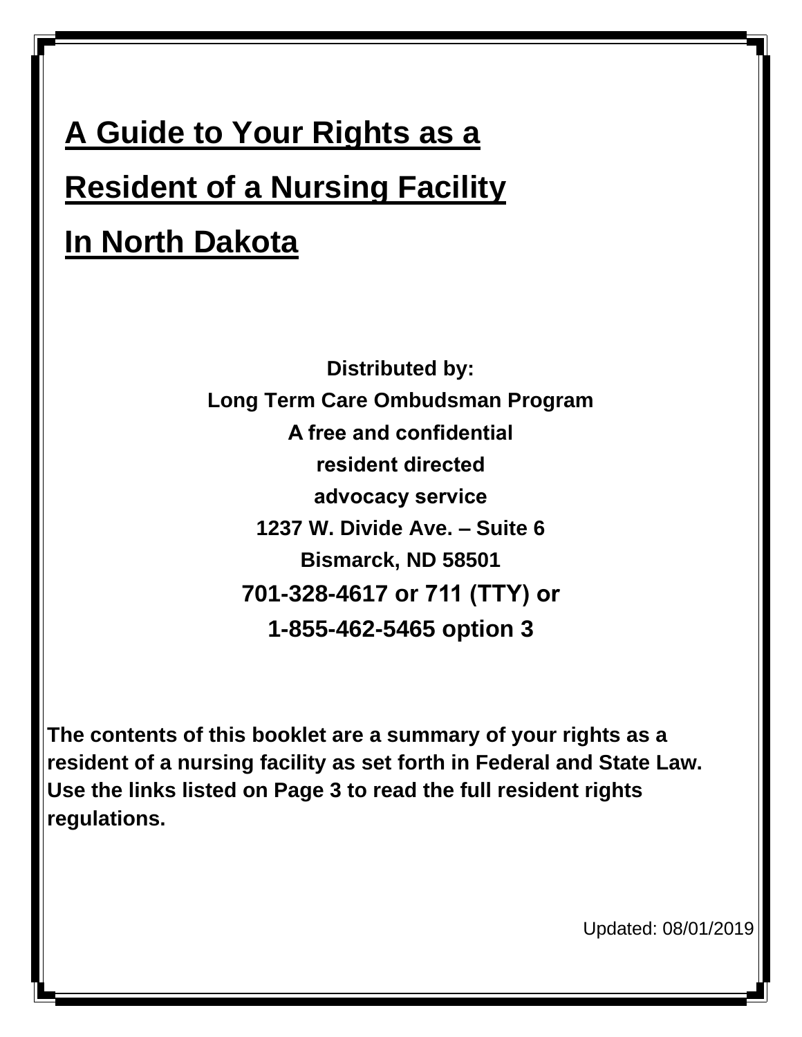# A Guide to Your Rights as a Resident of a Nursing Facility In North Dakota

**Distributed by:**

**Long Term Care Ombudsman Program**

**A free and confidential**

**resident directed**

**advocacy service**

**1237 W. Divide Ave. – Suite 6**

**Bismarck, ND 58501**

**701-328-4617 or 711 (TTY) or**

**1-855-462-5465 option 3**

**The contents of this booklet are a summary of your rights as a resident of a nursing facility as set forth in Federal and State Law. Use the links listed on Page 3 to read the full resident rights regulations.**

Updated: 08/01/2019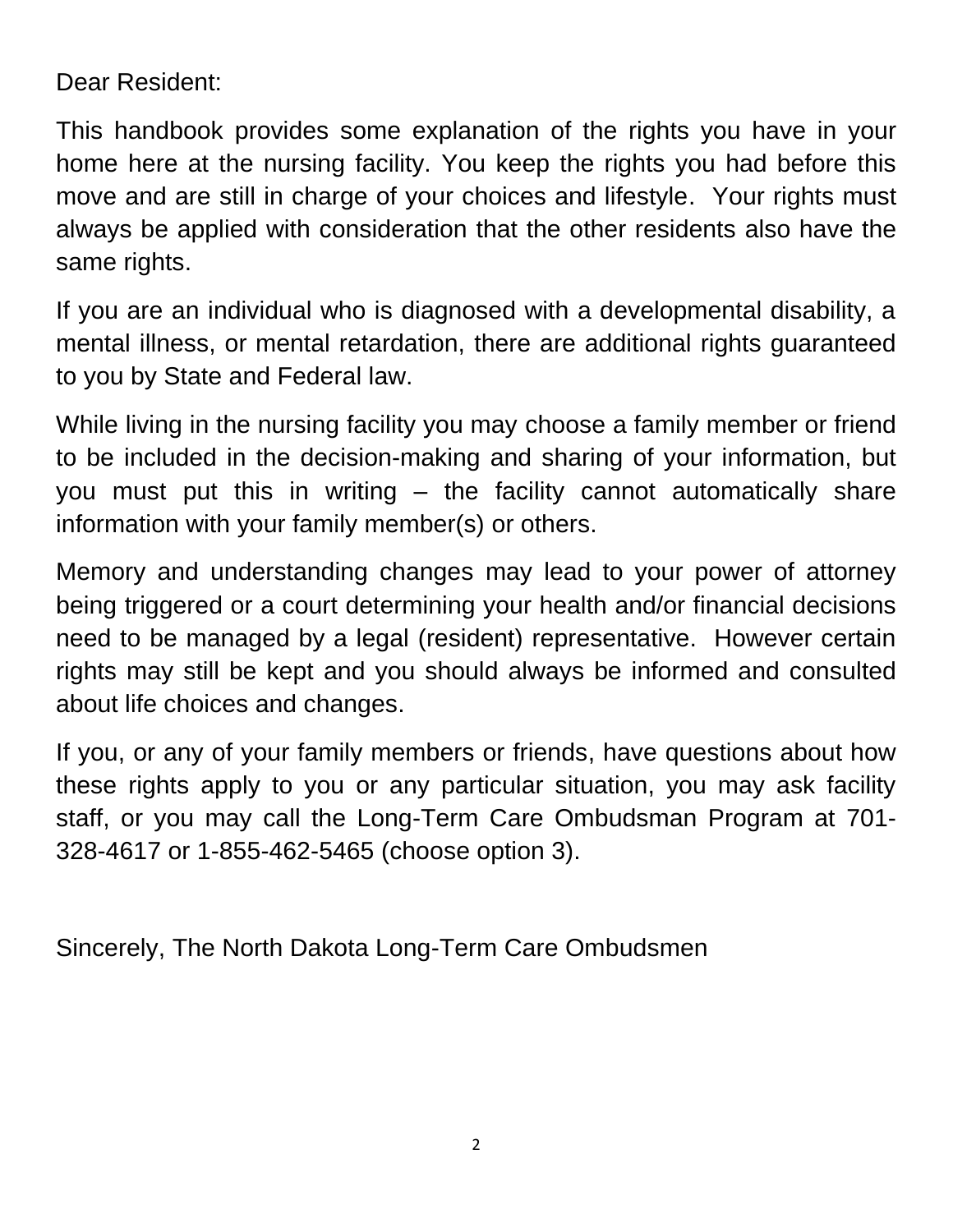Dear Resident:

This handbook provides some explanation of the rights you have in your home here at the nursing facility. You keep the rights you had before this move and are still in charge of your choices and lifestyle. Your rights must always be applied with consideration that the other residents also have the same rights.

If you are an individual who is diagnosed with a developmental disability, a mental illness, or mental retardation, there are additional rights guaranteed to you by State and Federal law.

While living in the nursing facility you may choose a family member or friend to be included in the decision-making and sharing of your information, but you must put this in writing – the facility cannot automatically share information with your family member(s) or others.

Memory and understanding changes may lead to your power of attorney being triggered or a court determining your health and/or financial decisions need to be managed by a legal (resident) representative. However certain rights may still be kept and you should always be informed and consulted about life choices and changes.

If you, or any of your family members or friends, have questions about how these rights apply to you or any particular situation, you may ask facility staff, or you may call the Long-Term Care Ombudsman Program at 701-328-4617 or 1-855-462-5465 (choose option 3).

Sincerely, The North Dakota Long-Term Care Ombudsmen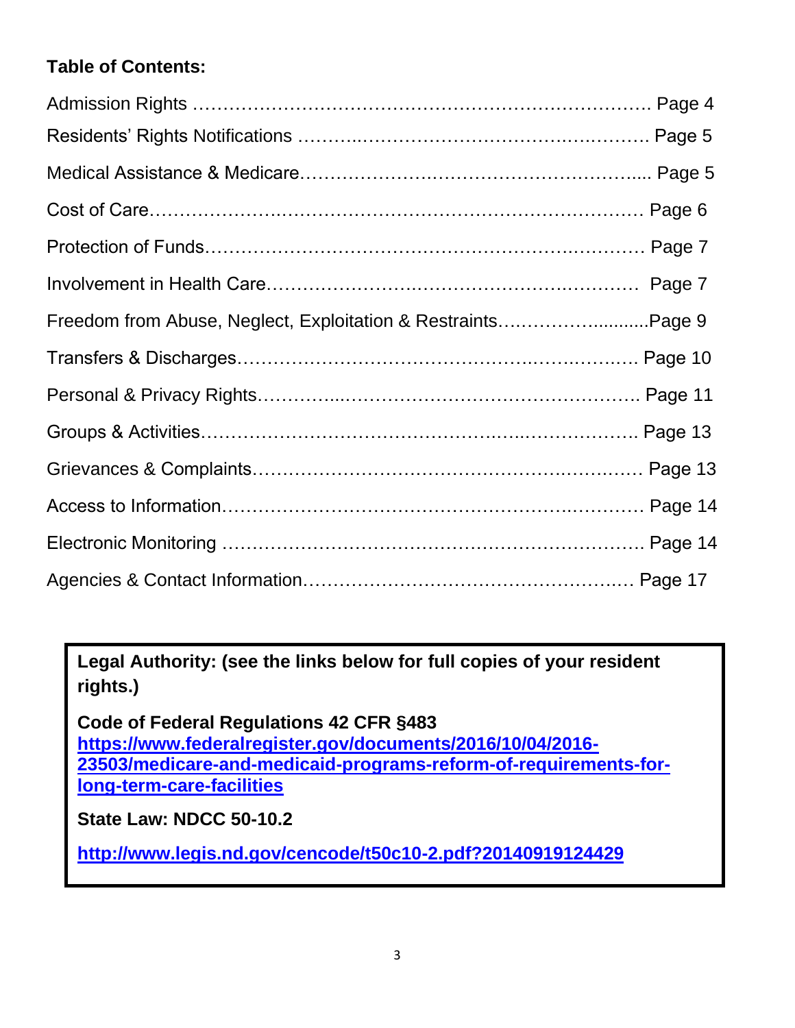**Table of Contents:**

Admission Rights ………………………………………………………………. Page 4

Residents' Rights Notifications ……….……………………………….………. Page 5

Medical Assistance & Medicare………………………………………….... Page 5

Cost of Care……………….……………………………………………… Page 6

Protection of Funds………………………………………………….………… Page 7

Involvement in Health Care……………………………………….………… Page 7

Freedom from Abuse, Neglect, Exploitation & Restraints……………..........Page 9

Transfers & Discharges………………………………………….….…….…. Page 10

Personal & Privacy Rights…………..…………………………………………. Page 11

Groups & Activities…………………………………….…..………………. Page 13

Grievances & Complaints……………………………………….…….…… Page 13

Access to Information…………………………………………….………… Page 14

Electronic Monitoring ………………………………………………………. Page 14

Agencies & Contact Information……………………………………….… Page 17

**Legal Authority: (see the links below for full copies of your resident rights.)**

**Code of Federal Regulations 42 CFR §483**
**https://www.federalregister.gov/documents/2016/10/04/2016-23503/medicare-and-medicaid-programs-reform-of-requirements-for-long-term-care-facilities**

**State Law: NDCC 50-10.2**

**http://www.legis.nd.gov/cencode/t50c10-2.pdf?20140919124429**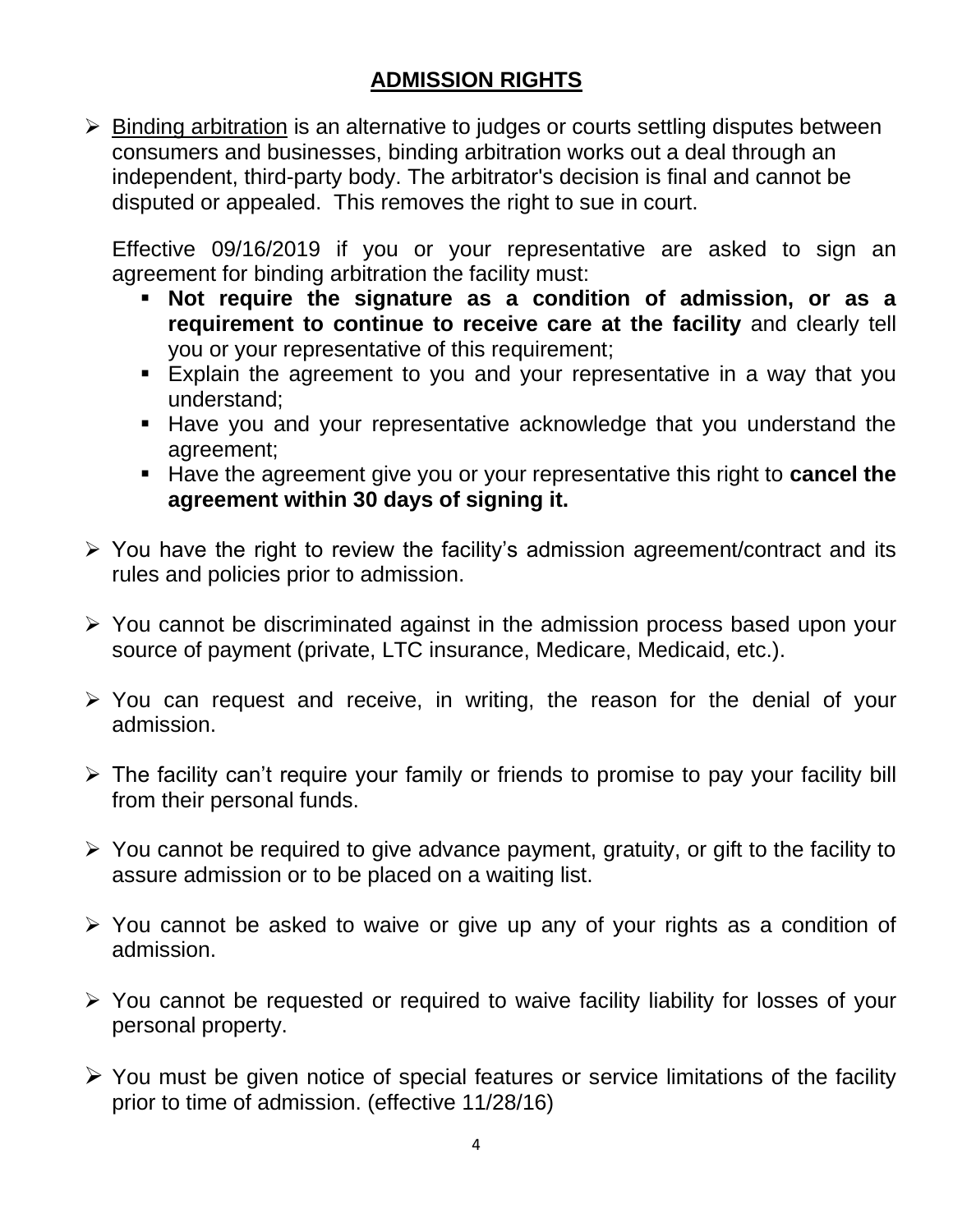## ADMISSION RIGHTS

- Binding arbitration is an alternative to judges or courts settling disputes between consumers and businesses, binding arbitration works out a deal through an independent, third-party body. The arbitrator's decision is final and cannot be disputed or appealed. This removes the right to sue in court.

  Effective 09/16/2019 if you or your representative are asked to sign an agreement for binding arbitration the facility must:

  - **Not require the signature as a condition of admission, or as a requirement to continue to receive care at the facility** and clearly tell you or your representative of this requirement;
  - Explain the agreement to you and your representative in a way that you understand;
  - Have you and your representative acknowledge that you understand the agreement;
  - Have the agreement give you or your representative this right to **cancel the agreement within 30 days of signing it.**

- You have the right to review the facility's admission agreement/contract and its rules and policies prior to admission.

- You cannot be discriminated against in the admission process based upon your source of payment (private, LTC insurance, Medicare, Medicaid, etc.).

- You can request and receive, in writing, the reason for the denial of your admission.

- The facility can't require your family or friends to promise to pay your facility bill from their personal funds.

- You cannot be required to give advance payment, gratuity, or gift to the facility to assure admission or to be placed on a waiting list.

- You cannot be asked to waive or give up any of your rights as a condition of admission.

- You cannot be requested or required to waive facility liability for losses of your personal property.

- You must be given notice of special features or service limitations of the facility prior to time of admission. (effective 11/28/16)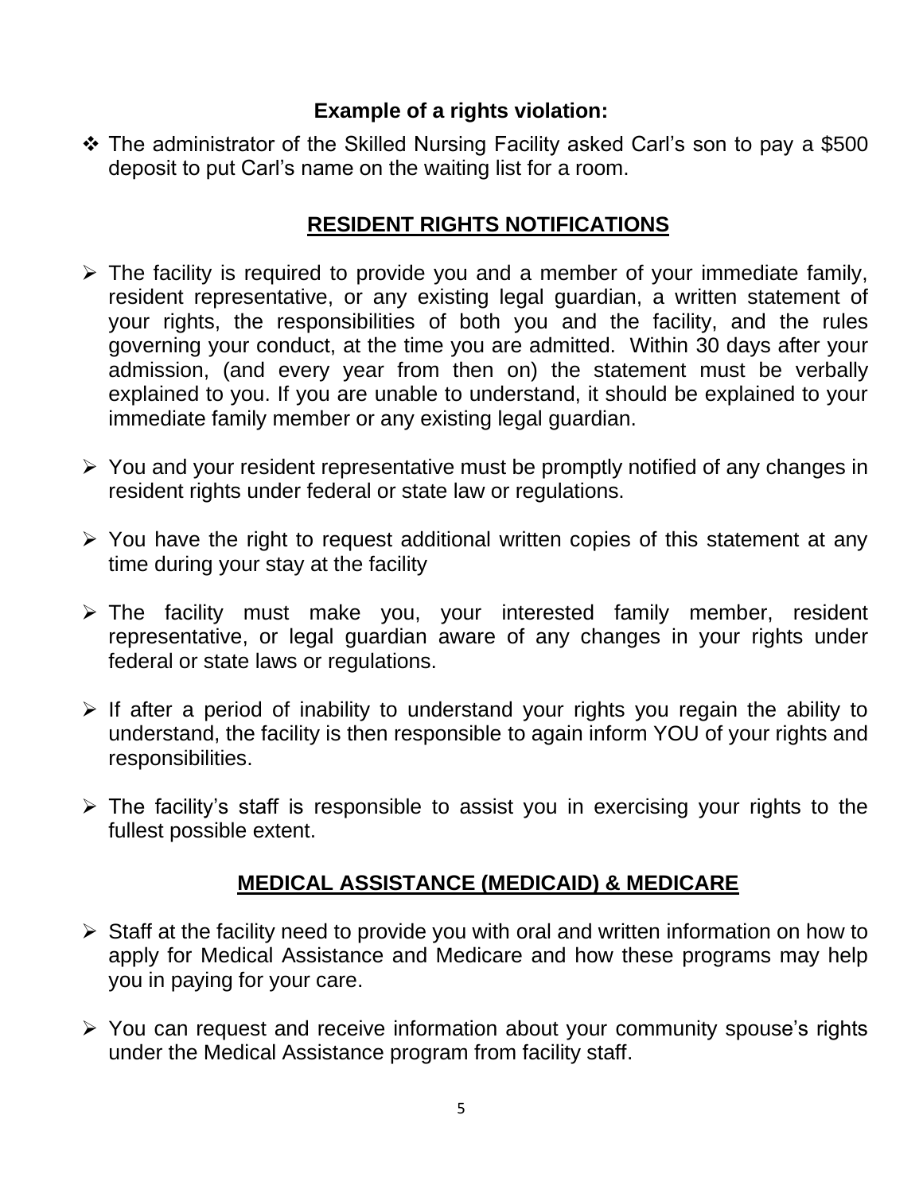**Example of a rights violation:**

- The administrator of the Skilled Nursing Facility asked Carl's son to pay a $500 deposit to put Carl's name on the waiting list for a room.

## RESIDENT RIGHTS NOTIFICATIONS

- The facility is required to provide you and a member of your immediate family, resident representative, or any existing legal guardian, a written statement of your rights, the responsibilities of both you and the facility, and the rules governing your conduct, at the time you are admitted. Within 30 days after your admission, (and every year from then on) the statement must be verbally explained to you. If you are unable to understand, it should be explained to your immediate family member or any existing legal guardian.
- You and your resident representative must be promptly notified of any changes in resident rights under federal or state law or regulations.
- You have the right to request additional written copies of this statement at any time during your stay at the facility
- The facility must make you, your interested family member, resident representative, or legal guardian aware of any changes in your rights under federal or state laws or regulations.
- If after a period of inability to understand your rights you regain the ability to understand, the facility is then responsible to again inform YOU of your rights and responsibilities.
- The facility's staff is responsible to assist you in exercising your rights to the fullest possible extent.

## MEDICAL ASSISTANCE (MEDICAID) & MEDICARE

- Staff at the facility need to provide you with oral and written information on how to apply for Medical Assistance and Medicare and how these programs may help you in paying for your care.
- You can request and receive information about your community spouse's rights under the Medical Assistance program from facility staff.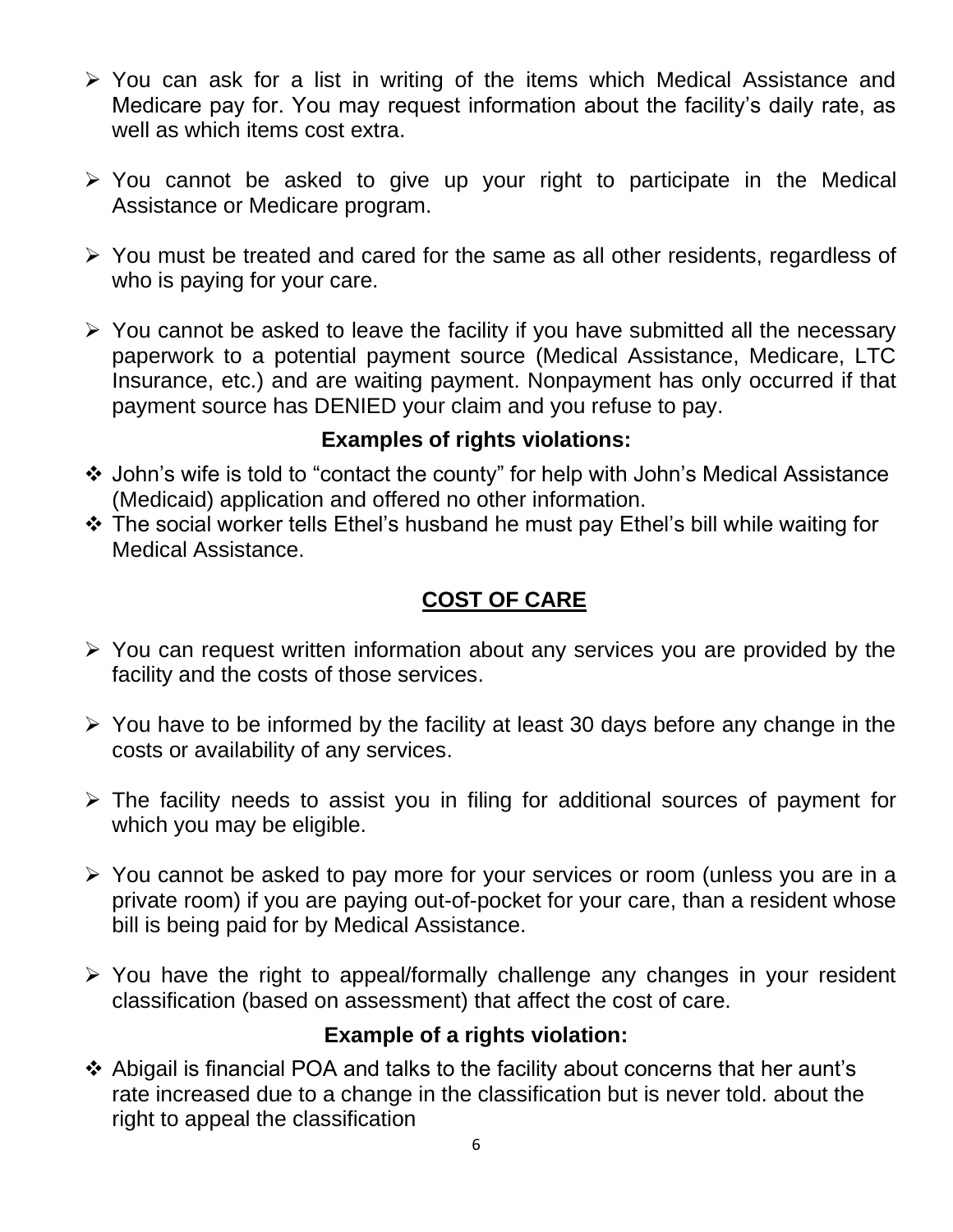- You can ask for a list in writing of the items which Medical Assistance and Medicare pay for. You may request information about the facility's daily rate, as well as which items cost extra.

- You cannot be asked to give up your right to participate in the Medical Assistance or Medicare program.

- You must be treated and cared for the same as all other residents, regardless of who is paying for your care.

- You cannot be asked to leave the facility if you have submitted all the necessary paperwork to a potential payment source (Medical Assistance, Medicare, LTC Insurance, etc.) and are waiting payment. Nonpayment has only occurred if that payment source has DENIED your claim and you refuse to pay.

**Examples of rights violations:**

- John's wife is told to "contact the county" for help with John's Medical Assistance (Medicaid) application and offered no other information.
- The social worker tells Ethel's husband he must pay Ethel's bill while waiting for Medical Assistance.

## COST OF CARE

- You can request written information about any services you are provided by the facility and the costs of those services.

- You have to be informed by the facility at least 30 days before any change in the costs or availability of any services.

- The facility needs to assist you in filing for additional sources of payment for which you may be eligible.

- You cannot be asked to pay more for your services or room (unless you are in a private room) if you are paying out-of-pocket for your care, than a resident whose bill is being paid for by Medical Assistance.

- You have the right to appeal/formally challenge any changes in your resident classification (based on assessment) that affect the cost of care.

**Example of a rights violation:**

- Abigail is financial POA and talks to the facility about concerns that her aunt's rate increased due to a change in the classification but is never told. about the right to appeal the classification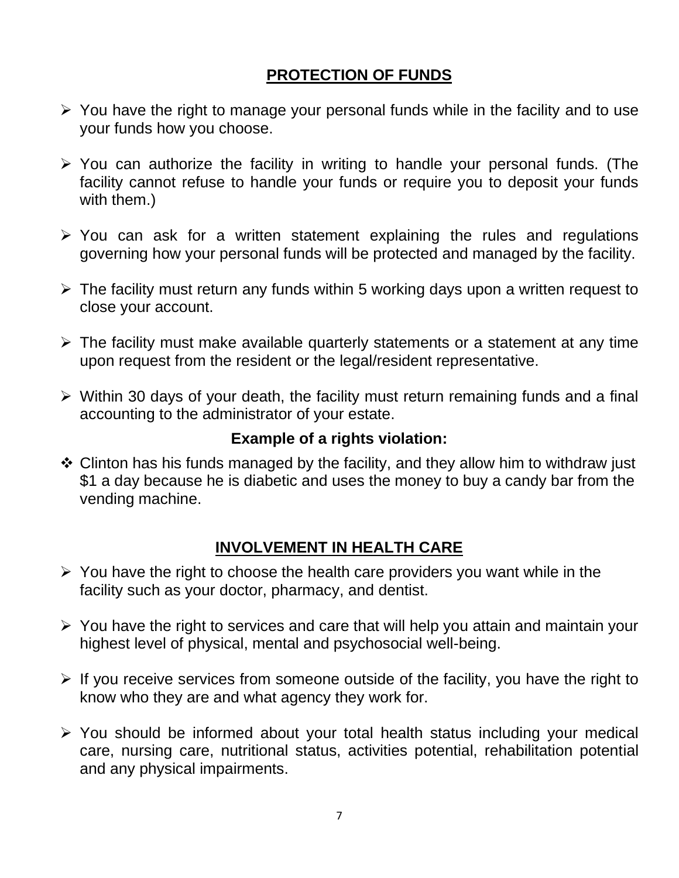## PROTECTION OF FUNDS

- You have the right to manage your personal funds while in the facility and to use your funds how you choose.
- You can authorize the facility in writing to handle your personal funds. (The facility cannot refuse to handle your funds or require you to deposit your funds with them.)
- You can ask for a written statement explaining the rules and regulations governing how your personal funds will be protected and managed by the facility.
- The facility must return any funds within 5 working days upon a written request to close your account.
- The facility must make available quarterly statements or a statement at any time upon request from the resident or the legal/resident representative.
- Within 30 days of your death, the facility must return remaining funds and a final accounting to the administrator of your estate.

**Example of a rights violation:**

- Clinton has his funds managed by the facility, and they allow him to withdraw just $1 a day because he is diabetic and uses the money to buy a candy bar from the vending machine.

## INVOLVEMENT IN HEALTH CARE

- You have the right to choose the health care providers you want while in the facility such as your doctor, pharmacy, and dentist.
- You have the right to services and care that will help you attain and maintain your highest level of physical, mental and psychosocial well-being.
- If you receive services from someone outside of the facility, you have the right to know who they are and what agency they work for.
- You should be informed about your total health status including your medical care, nursing care, nutritional status, activities potential, rehabilitation potential and any physical impairments.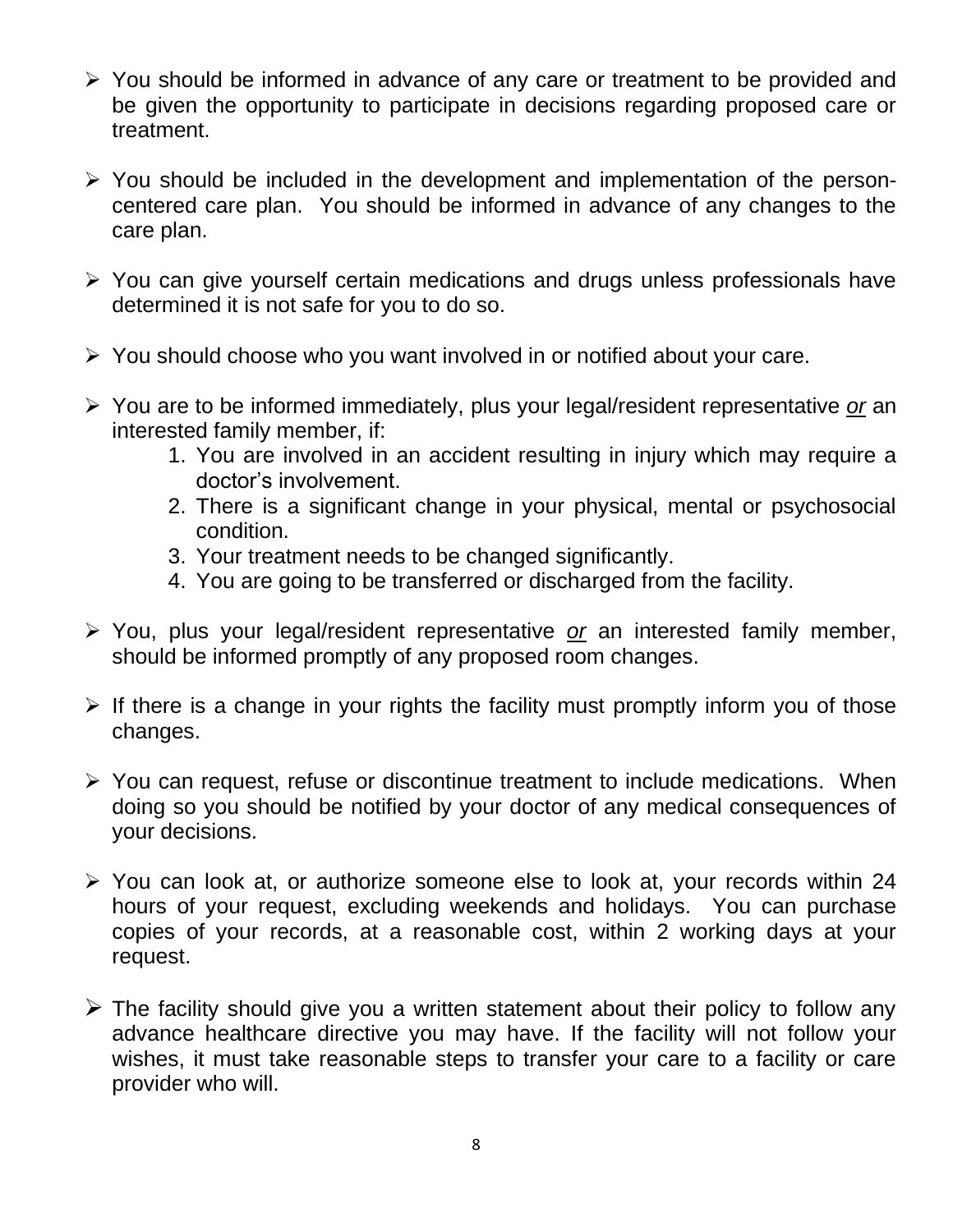- You should be informed in advance of any care or treatment to be provided and be given the opportunity to participate in decisions regarding proposed care or treatment.

- You should be included in the development and implementation of the person-centered care plan. You should be informed in advance of any changes to the care plan.

- You can give yourself certain medications and drugs unless professionals have determined it is not safe for you to do so.

- You should choose who you want involved in or notified about your care.

- You are to be informed immediately, plus your legal/resident representative *or* an interested family member, if:
    1. You are involved in an accident resulting in injury which may require a doctor's involvement.
    2. There is a significant change in your physical, mental or psychosocial condition.
    3. Your treatment needs to be changed significantly.
    4. You are going to be transferred or discharged from the facility.

- You, plus your legal/resident representative *or* an interested family member, should be informed promptly of any proposed room changes.

- If there is a change in your rights the facility must promptly inform you of those changes.

- You can request, refuse or discontinue treatment to include medications. When doing so you should be notified by your doctor of any medical consequences of your decisions.

- You can look at, or authorize someone else to look at, your records within 24 hours of your request, excluding weekends and holidays. You can purchase copies of your records, at a reasonable cost, within 2 working days at your request.

- The facility should give you a written statement about their policy to follow any advance healthcare directive you may have. If the facility will not follow your wishes, it must take reasonable steps to transfer your care to a facility or care provider who will.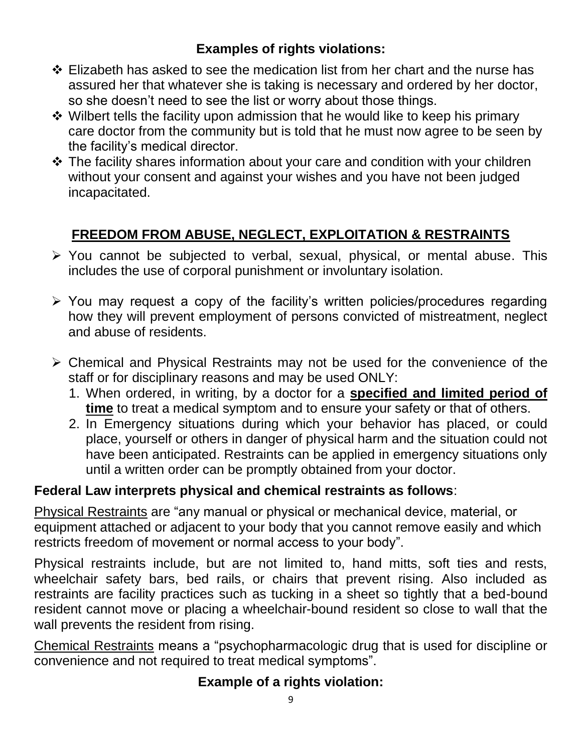### Examples of rights violations:

- Elizabeth has asked to see the medication list from her chart and the nurse has assured her that whatever she is taking is necessary and ordered by her doctor, so she doesn't need to see the list or worry about those things.
- Wilbert tells the facility upon admission that he would like to keep his primary care doctor from the community but is told that he must now agree to be seen by the facility's medical director.
- The facility shares information about your care and condition with your children without your consent and against your wishes and you have not been judged incapacitated.

## FREEDOM FROM ABUSE, NEGLECT, EXPLOITATION & RESTRAINTS

- You cannot be subjected to verbal, sexual, physical, or mental abuse. This includes the use of corporal punishment or involuntary isolation.

- You may request a copy of the facility's written policies/procedures regarding how they will prevent employment of persons convicted of mistreatment, neglect and abuse of residents.

- Chemical and Physical Restraints may not be used for the convenience of the staff or for disciplinary reasons and may be used ONLY:
  1. When ordered, in writing, by a doctor for a **specified and limited period of time** to treat a medical symptom and to ensure your safety or that of others.
  2. In Emergency situations during which your behavior has placed, or could place, yourself or others in danger of physical harm and the situation could not have been anticipated. Restraints can be applied in emergency situations only until a written order can be promptly obtained from your doctor.

**Federal Law interprets physical and chemical restraints as follows**:

Physical Restraints are "any manual or physical or mechanical device, material, or equipment attached or adjacent to your body that you cannot remove easily and which restricts freedom of movement or normal access to your body".

Physical restraints include, but are not limited to, hand mitts, soft ties and rests, wheelchair safety bars, bed rails, or chairs that prevent rising. Also included as restraints are facility practices such as tucking in a sheet so tightly that a bed-bound resident cannot move or placing a wheelchair-bound resident so close to wall that the wall prevents the resident from rising.

Chemical Restraints means a "psychopharmacologic drug that is used for discipline or convenience and not required to treat medical symptoms".

### Example of a rights violation: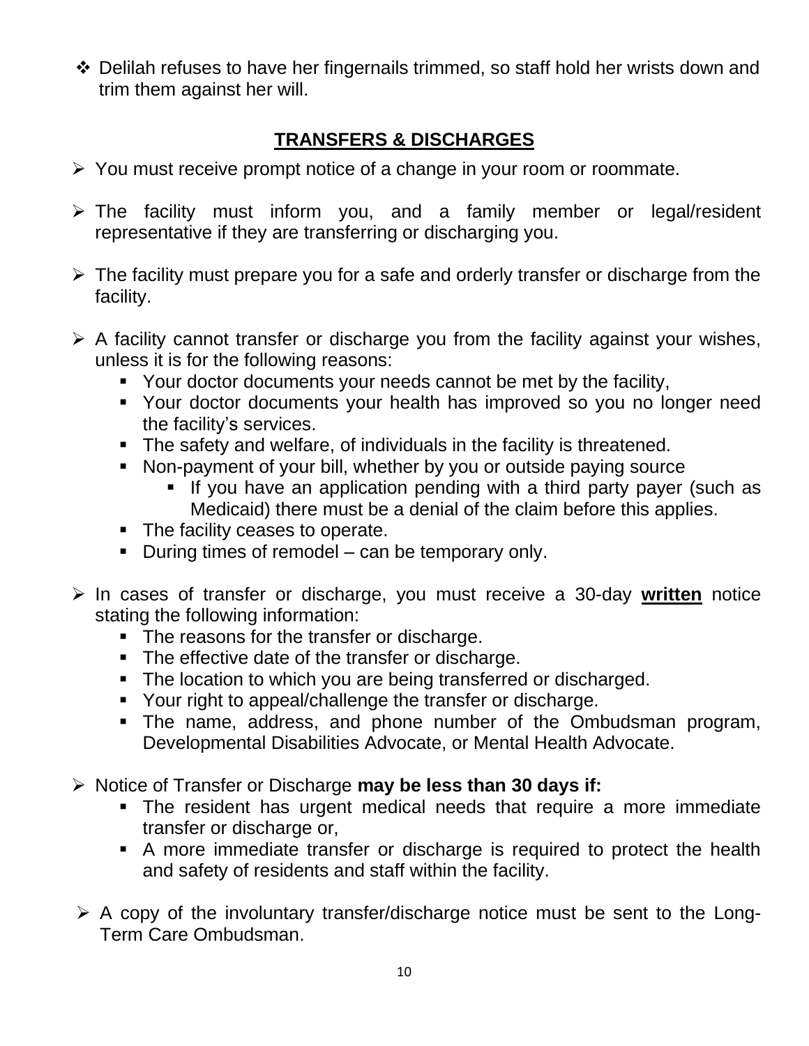- Delilah refuses to have her fingernails trimmed, so staff hold her wrists down and trim them against her will.

## **TRANSFERS & DISCHARGES**

- You must receive prompt notice of a change in your room or roommate.
- The facility must inform you, and a family member or legal/resident representative if they are transferring or discharging you.
- The facility must prepare you for a safe and orderly transfer or discharge from the facility.
- A facility cannot transfer or discharge you from the facility against your wishes, unless it is for the following reasons:
  - Your doctor documents your needs cannot be met by the facility,
  - Your doctor documents your health has improved so you no longer need the facility's services.
  - The safety and welfare, of individuals in the facility is threatened.
  - Non-payment of your bill, whether by you or outside paying source
    - If you have an application pending with a third party payer (such as Medicaid) there must be a denial of the claim before this applies.
  - The facility ceases to operate.
  - During times of remodel – can be temporary only.
- In cases of transfer or discharge, you must receive a 30-day **written** notice stating the following information:
  - The reasons for the transfer or discharge.
  - The effective date of the transfer or discharge.
  - The location to which you are being transferred or discharged.
  - Your right to appeal/challenge the transfer or discharge.
  - The name, address, and phone number of the Ombudsman program, Developmental Disabilities Advocate, or Mental Health Advocate.
- Notice of Transfer or Discharge **may be less than 30 days if:**
  - The resident has urgent medical needs that require a more immediate transfer or discharge or,
  - A more immediate transfer or discharge is required to protect the health and safety of residents and staff within the facility.
- A copy of the involuntary transfer/discharge notice must be sent to the Long-Term Care Ombudsman.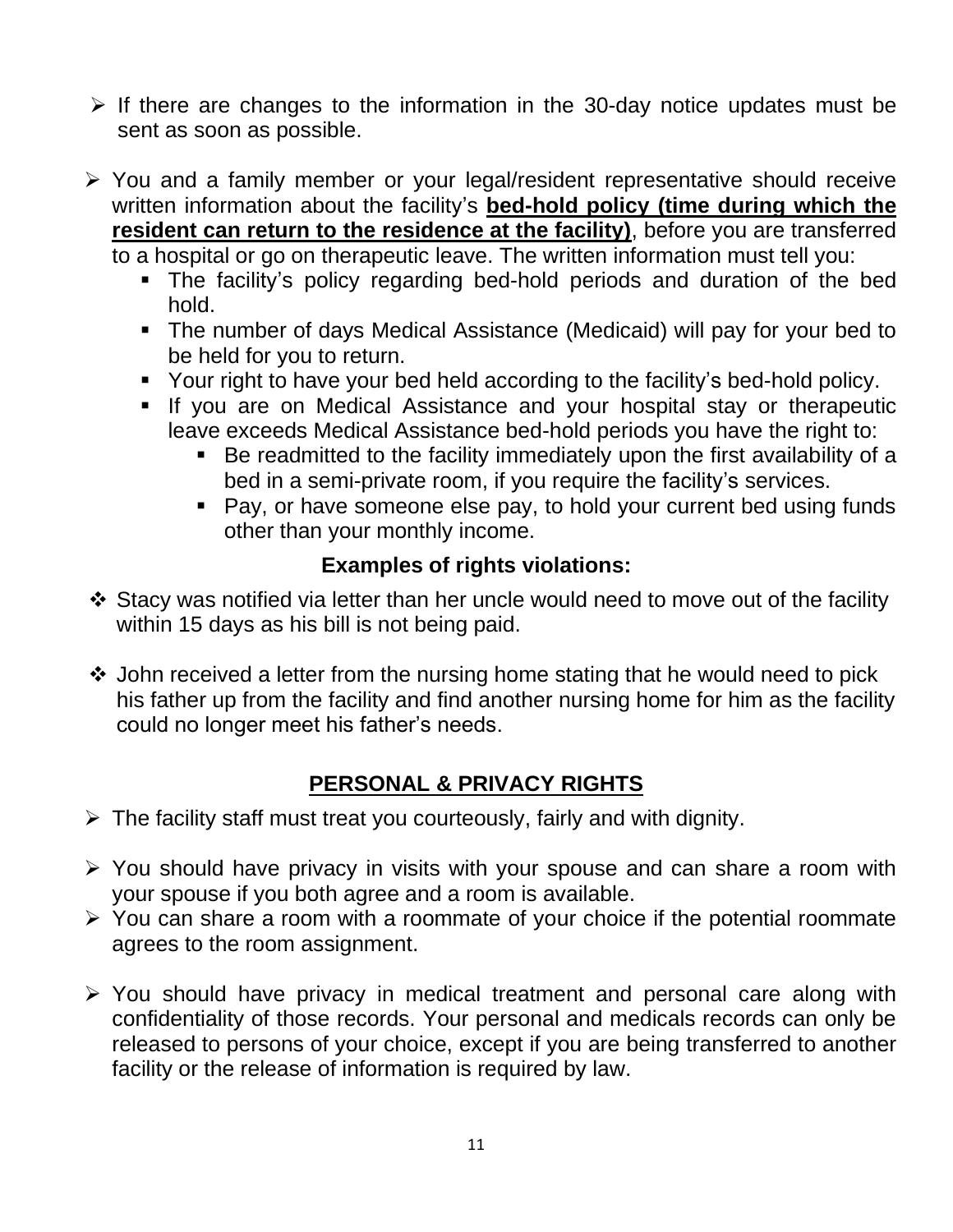- If there are changes to the information in the 30-day notice updates must be sent as soon as possible.

- You and a family member or your legal/resident representative should receive written information about the facility's **bed-hold policy (time during which the resident can return to the residence at the facility)**, before you are transferred to a hospital or go on therapeutic leave. The written information must tell you:
  - The facility's policy regarding bed-hold periods and duration of the bed hold.
  - The number of days Medical Assistance (Medicaid) will pay for your bed to be held for you to return.
  - Your right to have your bed held according to the facility's bed-hold policy.
  - If you are on Medical Assistance and your hospital stay or therapeutic leave exceeds Medical Assistance bed-hold periods you have the right to:
    - Be readmitted to the facility immediately upon the first availability of a bed in a semi-private room, if you require the facility's services.
    - Pay, or have someone else pay, to hold your current bed using funds other than your monthly income.

**Examples of rights violations:**

- Stacy was notified via letter than her uncle would need to move out of the facility within 15 days as his bill is not being paid.

- John received a letter from the nursing home stating that he would need to pick his father up from the facility and find another nursing home for him as the facility could no longer meet his father's needs.

## PERSONAL & PRIVACY RIGHTS

- The facility staff must treat you courteously, fairly and with dignity.

- You should have privacy in visits with your spouse and can share a room with your spouse if you both agree and a room is available.
- You can share a room with a roommate of your choice if the potential roommate agrees to the room assignment.

- You should have privacy in medical treatment and personal care along with confidentiality of those records. Your personal and medicals records can only be released to persons of your choice, except if you are being transferred to another facility or the release of information is required by law.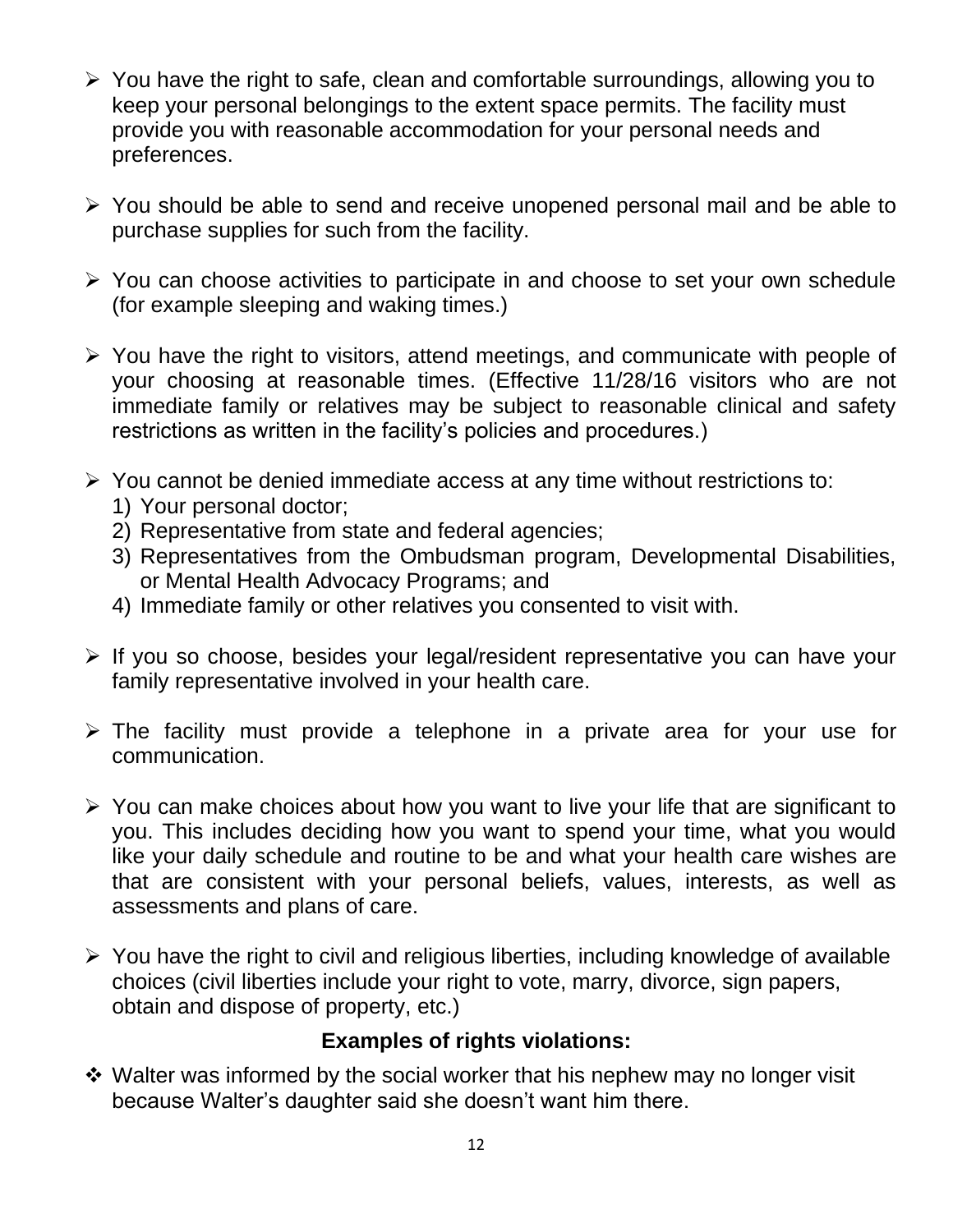- You have the right to safe, clean and comfortable surroundings, allowing you to keep your personal belongings to the extent space permits. The facility must provide you with reasonable accommodation for your personal needs and preferences.

- You should be able to send and receive unopened personal mail and be able to purchase supplies for such from the facility.

- You can choose activities to participate in and choose to set your own schedule (for example sleeping and waking times.)

- You have the right to visitors, attend meetings, and communicate with people of your choosing at reasonable times. (Effective 11/28/16 visitors who are not immediate family or relatives may be subject to reasonable clinical and safety restrictions as written in the facility's policies and procedures.)

- You cannot be denied immediate access at any time without restrictions to:
  1) Your personal doctor;
  2) Representative from state and federal agencies;
  3) Representatives from the Ombudsman program, Developmental Disabilities, or Mental Health Advocacy Programs; and
  4) Immediate family or other relatives you consented to visit with.

- If you so choose, besides your legal/resident representative you can have your family representative involved in your health care.

- The facility must provide a telephone in a private area for your use for communication.

- You can make choices about how you want to live your life that are significant to you. This includes deciding how you want to spend your time, what you would like your daily schedule and routine to be and what your health care wishes are that are consistent with your personal beliefs, values, interests, as well as assessments and plans of care.

- You have the right to civil and religious liberties, including knowledge of available choices (civil liberties include your right to vote, marry, divorce, sign papers, obtain and dispose of property, etc.)

**Examples of rights violations:**

- Walter was informed by the social worker that his nephew may no longer visit because Walter's daughter said she doesn't want him there.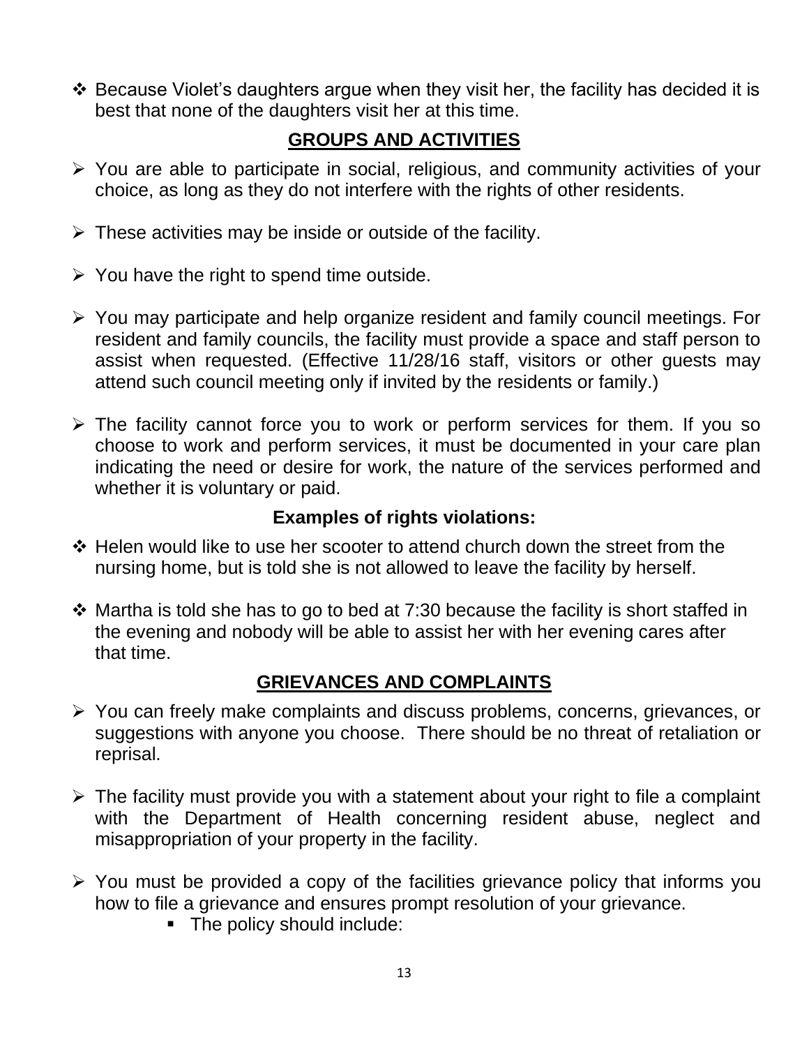- Because Violet's daughters argue when they visit her, the facility has decided it is best that none of the daughters visit her at this time.

## GROUPS AND ACTIVITIES

- You are able to participate in social, religious, and community activities of your choice, as long as they do not interfere with the rights of other residents.
- These activities may be inside or outside of the facility.
- You have the right to spend time outside.
- You may participate and help organize resident and family council meetings. For resident and family councils, the facility must provide a space and staff person to assist when requested. (Effective 11/28/16 staff, visitors or other guests may attend such council meeting only if invited by the residents or family.)
- The facility cannot force you to work or perform services for them. If you so choose to work and perform services, it must be documented in your care plan indicating the need or desire for work, the nature of the services performed and whether it is voluntary or paid.

### Examples of rights violations:

- Helen would like to use her scooter to attend church down the street from the nursing home, but is told she is not allowed to leave the facility by herself.
- Martha is told she has to go to bed at 7:30 because the facility is short staffed in the evening and nobody will be able to assist her with her evening cares after that time.

## GRIEVANCES AND COMPLAINTS

- You can freely make complaints and discuss problems, concerns, grievances, or suggestions with anyone you choose. There should be no threat of retaliation or reprisal.
- The facility must provide you with a statement about your right to file a complaint with the Department of Health concerning resident abuse, neglect and misappropriation of your property in the facility.
- You must be provided a copy of the facilities grievance policy that informs you how to file a grievance and ensures prompt resolution of your grievance.
  - The policy should include: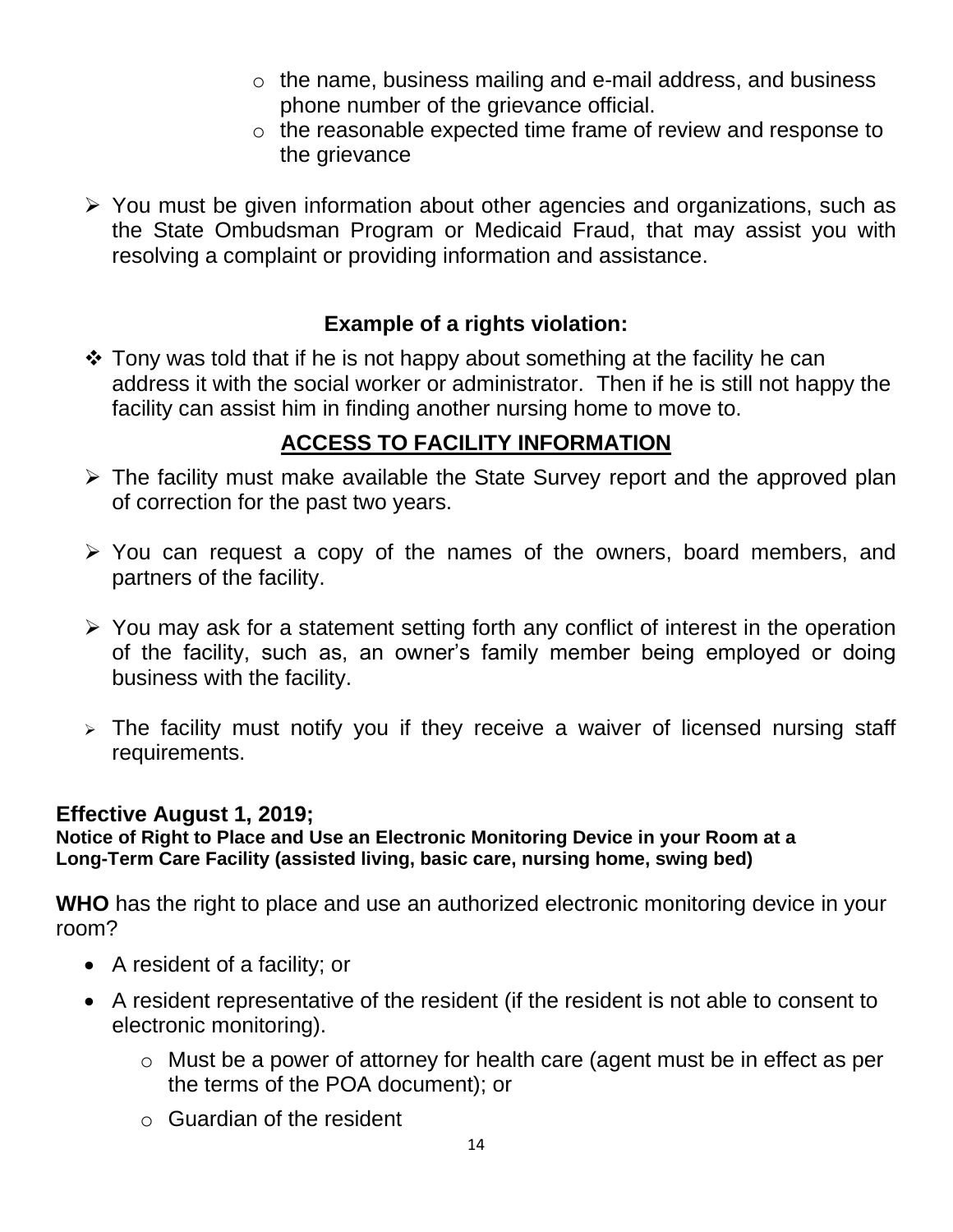- the name, business mailing and e-mail address, and business phone number of the grievance official.
    - the reasonable expected time frame of review and response to the grievance

- You must be given information about other agencies and organizations, such as the State Ombudsman Program or Medicaid Fraud, that may assist you with resolving a complaint or providing information and assistance.

**Example of a rights violation:**

- Tony was told that if he is not happy about something at the facility he can address it with the social worker or administrator. Then if he is still not happy the facility can assist him in finding another nursing home to move to.

## ACCESS TO FACILITY INFORMATION

- The facility must make available the State Survey report and the approved plan of correction for the past two years.
- You can request a copy of the names of the owners, board members, and partners of the facility.
- You may ask for a statement setting forth any conflict of interest in the operation of the facility, such as, an owner's family member being employed or doing business with the facility.
- The facility must notify you if they receive a waiver of licensed nursing staff requirements.

### Effective August 1, 2019;

**Notice of Right to Place and Use an Electronic Monitoring Device in your Room at a Long-Term Care Facility (assisted living, basic care, nursing home, swing bed)**

**WHO** has the right to place and use an authorized electronic monitoring device in your room?

- A resident of a facility; or
- A resident representative of the resident (if the resident is not able to consent to electronic monitoring).
    - Must be a power of attorney for health care (agent must be in effect as per the terms of the POA document); or
    - Guardian of the resident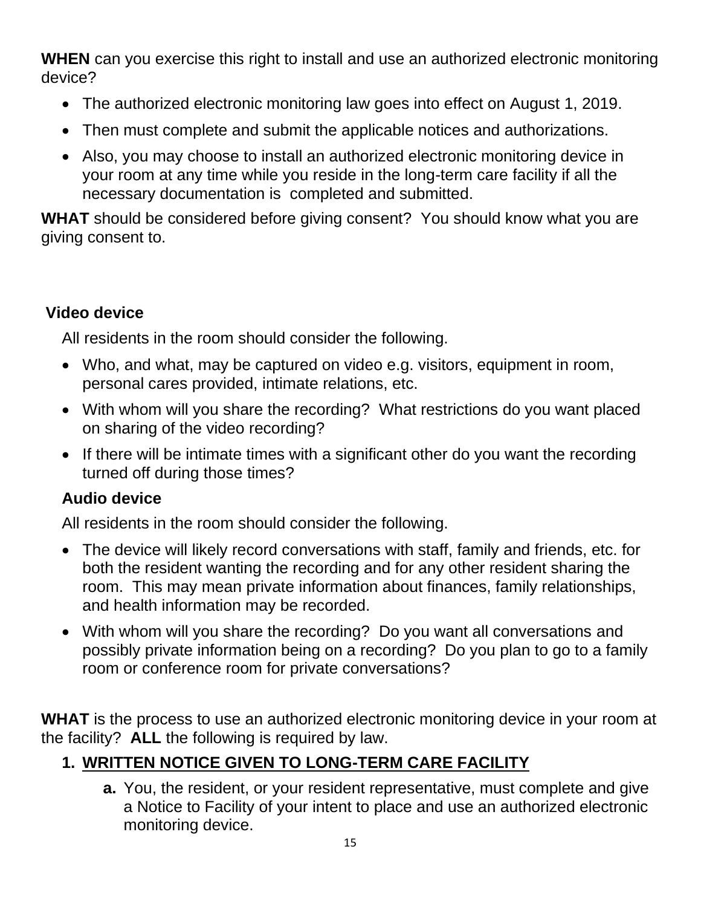**WHEN** can you exercise this right to install and use an authorized electronic monitoring device?

- The authorized electronic monitoring law goes into effect on August 1, 2019.
- Then must complete and submit the applicable notices and authorizations.
- Also, you may choose to install an authorized electronic monitoring device in your room at any time while you reside in the long-term care facility if all the necessary documentation is completed and submitted.

**WHAT** should be considered before giving consent? You should know what you are giving consent to.

**Video device**

All residents in the room should consider the following.

- Who, and what, may be captured on video e.g. visitors, equipment in room, personal cares provided, intimate relations, etc.
- With whom will you share the recording? What restrictions do you want placed on sharing of the video recording?
- If there will be intimate times with a significant other do you want the recording turned off during those times?

**Audio device**

All residents in the room should consider the following.

- The device will likely record conversations with staff, family and friends, etc. for both the resident wanting the recording and for any other resident sharing the room. This may mean private information about finances, family relationships, and health information may be recorded.
- With whom will you share the recording? Do you want all conversations and possibly private information being on a recording? Do you plan to go to a family room or conference room for private conversations?

**WHAT** is the process to use an authorized electronic monitoring device in your room at the facility? **ALL** the following is required by law.

1. **WRITTEN NOTICE GIVEN TO LONG-TERM CARE FACILITY**
    - **a.** You, the resident, or your resident representative, must complete and give a Notice to Facility of your intent to place and use an authorized electronic monitoring device.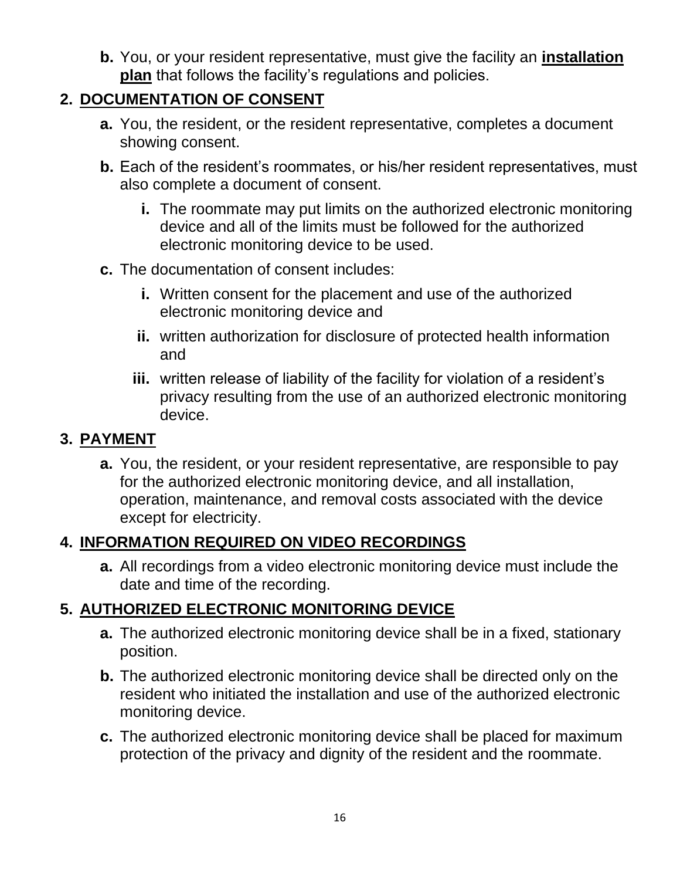**b.** You, or your resident representative, must give the facility an **installation plan** that follows the facility's regulations and policies.

## 2. DOCUMENTATION OF CONSENT

**a.** You, the resident, or the resident representative, completes a document showing consent.

**b.** Each of the resident's roommates, or his/her resident representatives, must also complete a document of consent.

- **i.** The roommate may put limits on the authorized electronic monitoring device and all of the limits must be followed for the authorized electronic monitoring device to be used.

**c.** The documentation of consent includes:

- **i.** Written consent for the placement and use of the authorized electronic monitoring device and
- **ii.** written authorization for disclosure of protected health information and
- **iii.** written release of liability of the facility for violation of a resident's privacy resulting from the use of an authorized electronic monitoring device.

## 3. PAYMENT

**a.** You, the resident, or your resident representative, are responsible to pay for the authorized electronic monitoring device, and all installation, operation, maintenance, and removal costs associated with the device except for electricity.

## 4. INFORMATION REQUIRED ON VIDEO RECORDINGS

**a.** All recordings from a video electronic monitoring device must include the date and time of the recording.

## 5. AUTHORIZED ELECTRONIC MONITORING DEVICE

**a.** The authorized electronic monitoring device shall be in a fixed, stationary position.

**b.** The authorized electronic monitoring device shall be directed only on the resident who initiated the installation and use of the authorized electronic monitoring device.

**c.** The authorized electronic monitoring device shall be placed for maximum protection of the privacy and dignity of the resident and the roommate.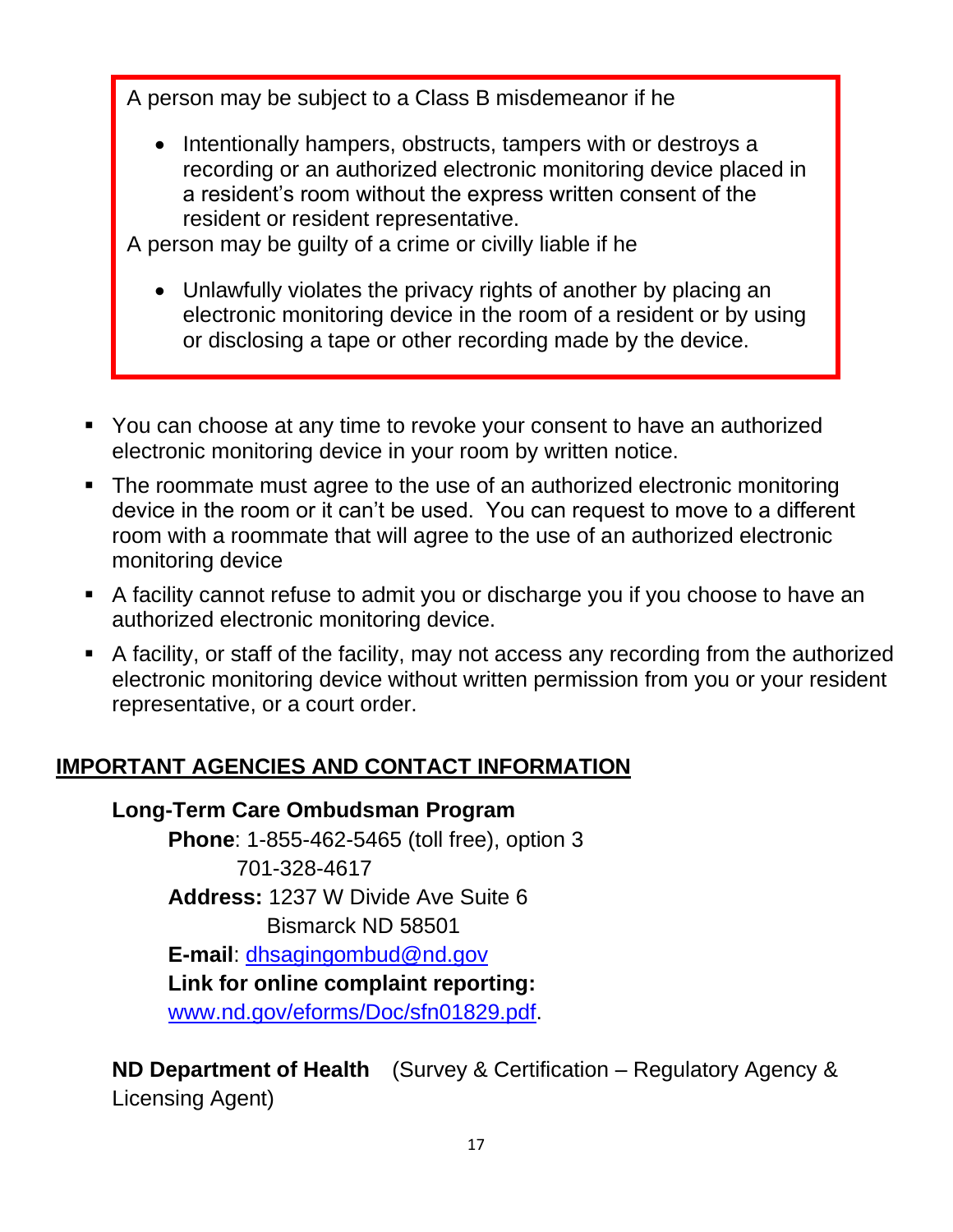A person may be subject to a Class B misdemeanor if he

- Intentionally hampers, obstructs, tampers with or destroys a recording or an authorized electronic monitoring device placed in a resident's room without the express written consent of the resident or resident representative.

A person may be guilty of a crime or civilly liable if he

- Unlawfully violates the privacy rights of another by placing an electronic monitoring device in the room of a resident or by using or disclosing a tape or other recording made by the device.

- You can choose at any time to revoke your consent to have an authorized electronic monitoring device in your room by written notice.
- The roommate must agree to the use of an authorized electronic monitoring device in the room or it can't be used. You can request to move to a different room with a roommate that will agree to the use of an authorized electronic monitoring device
- A facility cannot refuse to admit you or discharge you if you choose to have an authorized electronic monitoring device.
- A facility, or staff of the facility, may not access any recording from the authorized electronic monitoring device without written permission from you or your resident representative, or a court order.

## IMPORTANT AGENCIES AND CONTACT INFORMATION

**Long-Term Care Ombudsman Program**

**Phone**: 1-855-462-5465 (toll free), option 3
701-328-4617

**Address:** 1237 W Divide Ave Suite 6
Bismarck ND 58501

**E-mail**: dhsagingombud@nd.gov

**Link for online complaint reporting:**
www.nd.gov/eforms/Doc/sfn01829.pdf.

**ND Department of Health** (Survey & Certification – Regulatory Agency & Licensing Agent)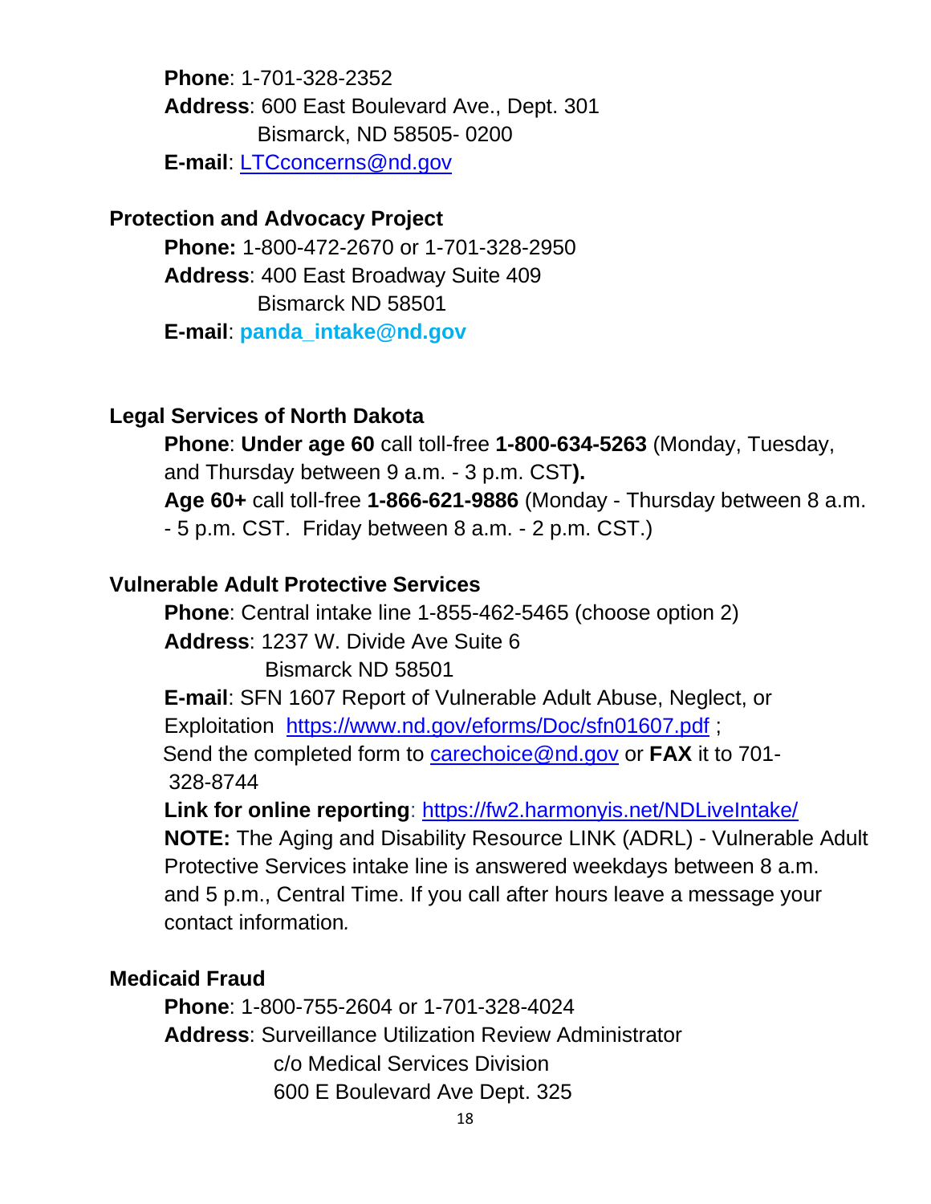**Phone**: 1-701-328-2352
**Address**: 600 East Boulevard Ave., Dept. 301
Bismarck, ND 58505- 0200
**E-mail**: LTCconcerns@nd.gov

**Protection and Advocacy Project**

**Phone:** 1-800-472-2670 or 1-701-328-2950
**Address**: 400 East Broadway Suite 409
Bismarck ND 58501
**E-mail**: **panda_intake@nd.gov**

**Legal Services of North Dakota**

**Phone**: **Under age 60** call toll-free **1-800-634-5263** (Monday, Tuesday, and Thursday between 9 a.m. - 3 p.m. CST**).**
**Age 60+** call toll-free **1-866-621-9886** (Monday - Thursday between 8 a.m. - 5 p.m. CST. Friday between 8 a.m. - 2 p.m. CST.)

**Vulnerable Adult Protective Services**

**Phone**: Central intake line 1-855-462-5465 (choose option 2)
**Address**: 1237 W. Divide Ave Suite 6
Bismarck ND 58501
**E-mail**: SFN 1607 Report of Vulnerable Adult Abuse, Neglect, or Exploitation https://www.nd.gov/eforms/Doc/sfn01607.pdf ;
Send the completed form to carechoice@nd.gov or **FAX** it to 701-328-8744
**Link for online reporting**: https://fw2.harmonyis.net/NDLiveIntake/
**NOTE:** The Aging and Disability Resource LINK (ADRL) - Vulnerable Adult Protective Services intake line is answered weekdays between 8 a.m. and 5 p.m., Central Time. If you call after hours leave a message your contact information.

**Medicaid Fraud**

**Phone**: 1-800-755-2604 or 1-701-328-4024
**Address**: Surveillance Utilization Review Administrator
c/o Medical Services Division
600 E Boulevard Ave Dept. 325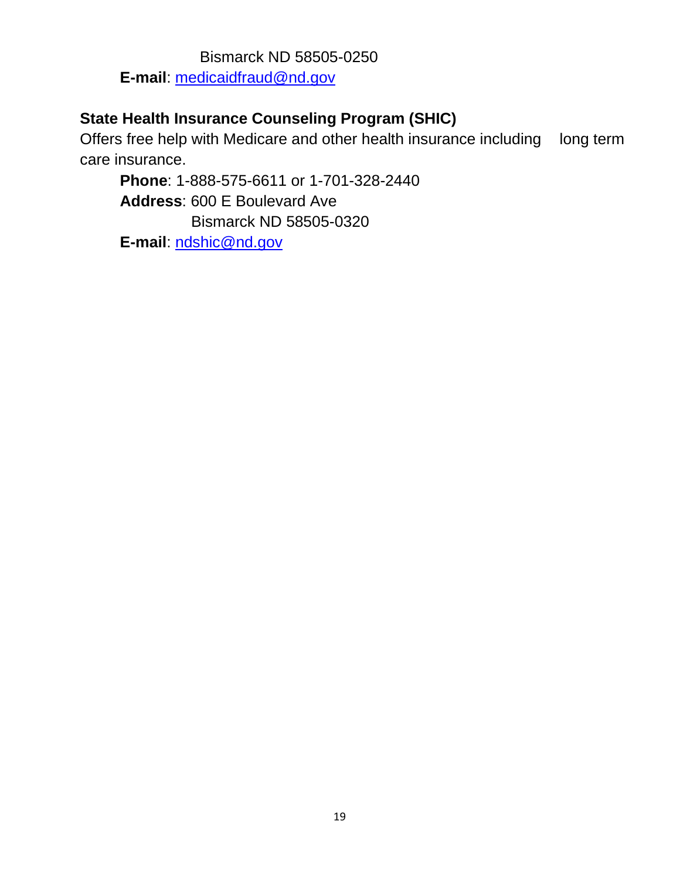Bismarck ND 58505-0250

**E-mail**: medicaidfraud@nd.gov

### State Health Insurance Counseling Program (SHIC)

Offers free help with Medicare and other health insurance including long term care insurance.

**Phone**: 1-888-575-6611 or 1-701-328-2440

**Address**: 600 E Boulevard Ave
Bismarck ND 58505-0320

**E-mail**: ndshic@nd.gov